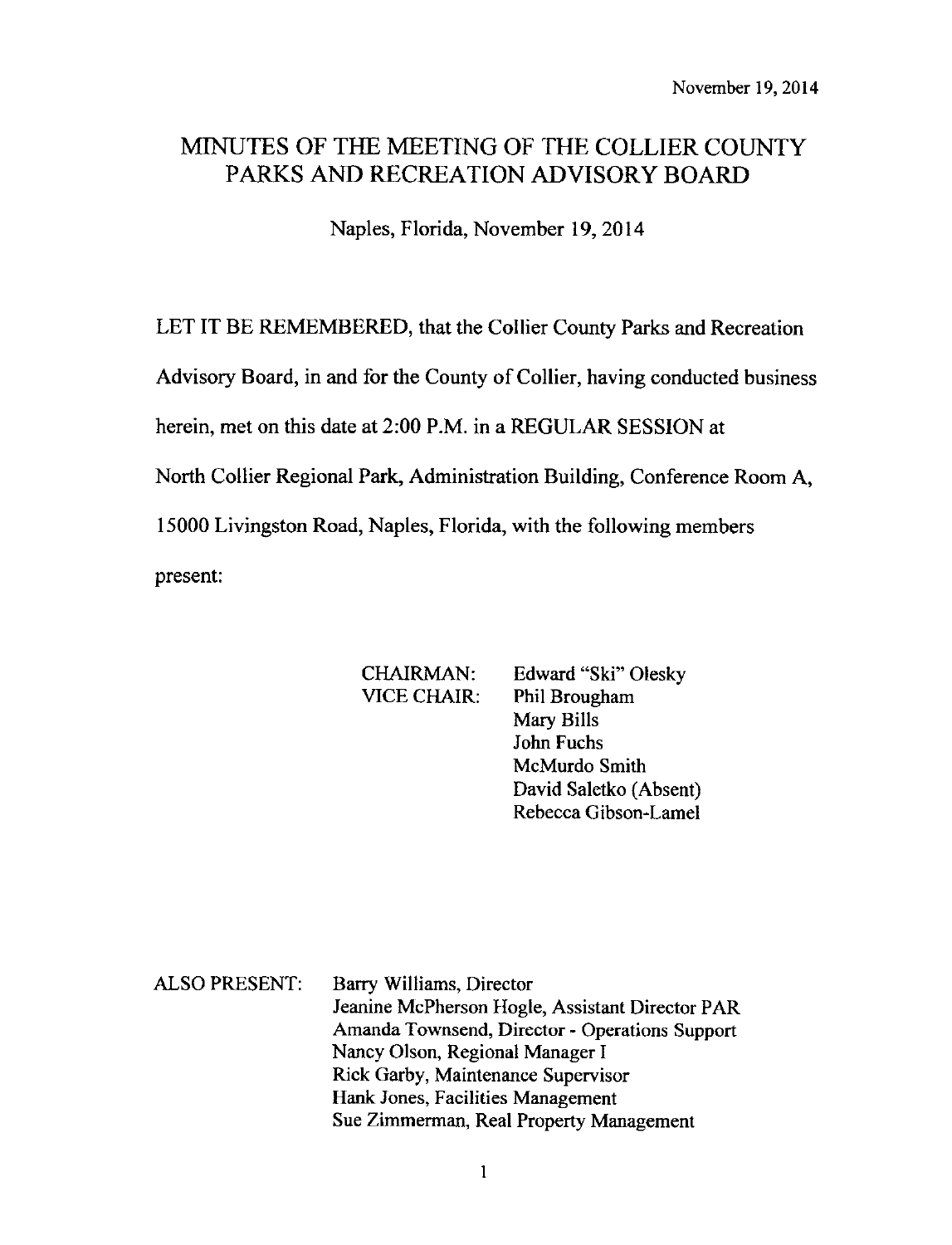November 19, 2014

# MINUTES OF THE MEETING OF THE COLLIER COUNTY PARKS AND RECREATION ADVISORY BOARD

Naples, Florida, November 19, 2014

LET IT BE REMEMBERED, that the Collier County Parks and Recreation Advisory Board, in and for the County of Collier, having conducted business herein, met on this date at 2:00 P.M. in a REGULAR SESSION at North Collier Regional Park, Administration Building, Conference Room A, 15000 Livingston Road, Naples, Florida, with the following members present:

CHAIRMAN: Edward "Ski" Olesky
VICE CHAIR: Phil Brougham
Mary Bills
John Fuchs
McMurdo Smith
David Saletko (Absent)
Rebecca Gibson-Lamel

ALSO PRESENT:
Barry Williams, Director
Jeanine McPherson Hogle, Assistant Director PAR
Amanda Townsend, Director - Operations Support
Nancy Olson, Regional Manager I
Rick Garby, Maintenance Supervisor
Hank Jones, Facilities Management
Sue Zimmerman, Real Property Management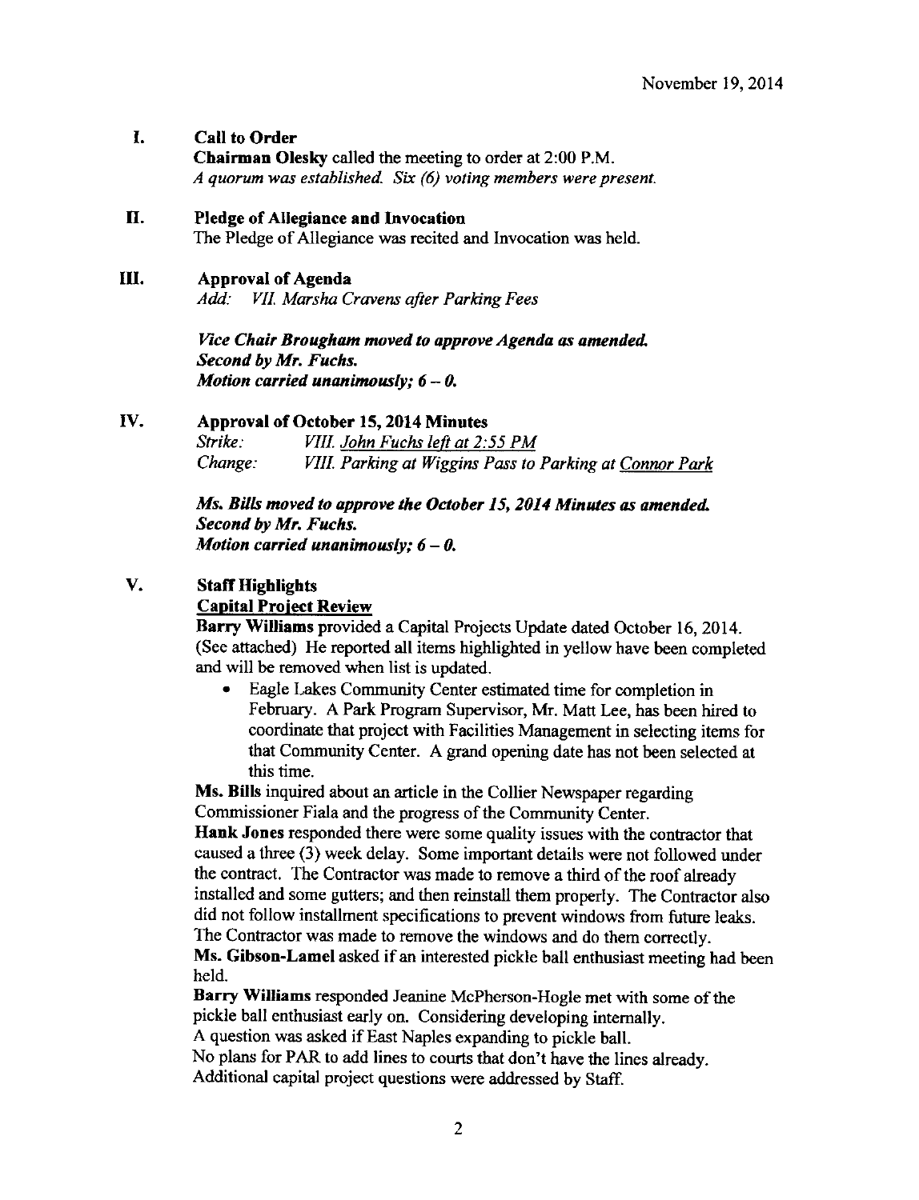November 19, 2014

## I. Call to Order

**Chairman Olesky** called the meeting to order at 2:00 P.M.
*A quorum was established. Six (6) voting members were present.*

## II. Pledge of Allegiance and Invocation

The Pledge of Allegiance was recited and Invocation was held.

## III. Approval of Agenda

*Add: VII. Marsha Cravens after Parking Fees*

***Vice Chair Brougham moved to approve Agenda as amended.***
***Second by Mr. Fuchs.***
***Motion carried unanimously; 6 – 0.***

## IV. Approval of October 15, 2014 Minutes

*Strike:* *VIII. John Fuchs left at 2:55 PM*
*Change:* *VIII. Parking at Wiggins Pass to Parking at Connor Park*

***Ms. Bills moved to approve the October 15, 2014 Minutes as amended.***
***Second by Mr. Fuchs.***
***Motion carried unanimously; 6 – 0.***

## V. Staff Highlights

**Capital Project Review**

**Barry Williams** provided a Capital Projects Update dated October 16, 2014. (See attached) He reported all items highlighted in yellow have been completed and will be removed when list is updated.

- Eagle Lakes Community Center estimated time for completion in February. A Park Program Supervisor, Mr. Matt Lee, has been hired to coordinate that project with Facilities Management in selecting items for that Community Center. A grand opening date has not been selected at this time.

**Ms. Bills** inquired about an article in the Collier Newspaper regarding Commissioner Fiala and the progress of the Community Center.

**Hank Jones** responded there were some quality issues with the contractor that caused a three (3) week delay. Some important details were not followed under the contract. The Contractor was made to remove a third of the roof already installed and some gutters; and then reinstall them properly. The Contractor also did not follow installment specifications to prevent windows from future leaks. The Contractor was made to remove the windows and do them correctly.

**Ms. Gibson-Lamel** asked if an interested pickle ball enthusiast meeting had been held.

**Barry Williams** responded Jeanine McPherson-Hogle met with some of the pickle ball enthusiast early on. Considering developing internally.

A question was asked if East Naples expanding to pickle ball.

No plans for PAR to add lines to courts that don't have the lines already.

Additional capital project questions were addressed by Staff.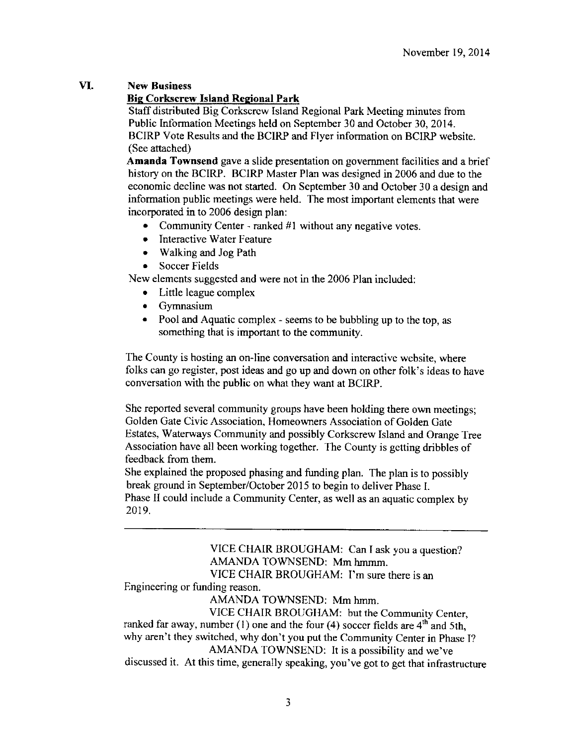## VI. New Business

**Big Corkscrew Island Regional Park**

Staff distributed Big Corkscrew Island Regional Park Meeting minutes from Public Information Meetings held on September 30 and October 30, 2014. BCIRP Vote Results and the BCIRP and Flyer information on BCIRP website. (See attached)

**Amanda Townsend** gave a slide presentation on government facilities and a brief history on the BCIRP. BCIRP Master Plan was designed in 2006 and due to the economic decline was not started. On September 30 and October 30 a design and information public meetings were held. The most important elements that were incorporated in to 2006 design plan:

- Community Center - ranked #1 without any negative votes.
- Interactive Water Feature
- Walking and Jog Path
- Soccer Fields

New elements suggested and were not in the 2006 Plan included:

- Little league complex
- Gymnasium
- Pool and Aquatic complex - seems to be bubbling up to the top, as something that is important to the community.

The County is hosting an on-line conversation and interactive website, where folks can go register, post ideas and go up and down on other folk's ideas to have conversation with the public on what they want at BCIRP.

She reported several community groups have been holding there own meetings; Golden Gate Civic Association, Homeowners Association of Golden Gate Estates, Waterways Community and possibly Corkscrew Island and Orange Tree Association have all been working together. The County is getting dribbles of feedback from them.

She explained the proposed phasing and funding plan. The plan is to possibly break ground in September/October 2015 to begin to deliver Phase I. Phase II could include a Community Center, as well as an aquatic complex by 2019.

---

VICE CHAIR BROUGHAM: Can I ask you a question?

AMANDA TOWNSEND: Mm hmmm.

VICE CHAIR BROUGHAM: I'm sure there is an Engineering or funding reason.

AMANDA TOWNSEND: Mm hmm.

VICE CHAIR BROUGHAM: but the Community Center, ranked far away, number (1) one and the four (4) soccer fields are 4th and 5th, why aren't they switched, why don't you put the Community Center in Phase I?

AMANDA TOWNSEND: It is a possibility and we've discussed it. At this time, generally speaking, you've got to get that infrastructure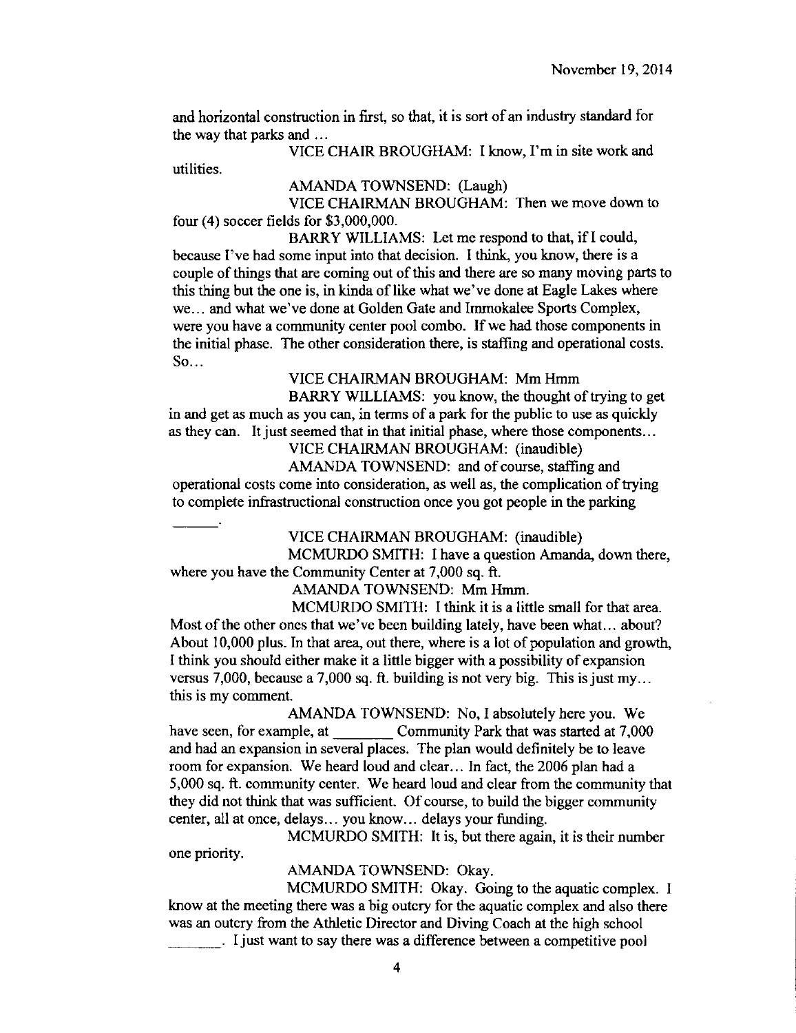and horizontal construction in first, so that, it is sort of an industry standard for the way that parks and …

VICE CHAIR BROUGHAM: I know, I'm in site work and utilities.

AMANDA TOWNSEND: (Laugh)

VICE CHAIRMAN BROUGHAM: Then we move down to four (4) soccer fields for $3,000,000.

BARRY WILLIAMS: Let me respond to that, if I could, because I've had some input into that decision. I think, you know, there is a couple of things that are coming out of this and there are so many moving parts to this thing but the one is, in kinda of like what we've done at Eagle Lakes where we… and what we've done at Golden Gate and Immokalee Sports Complex, were you have a community center pool combo. If we had those components in the initial phase. The other consideration there, is staffing and operational costs. So…

VICE CHAIRMAN BROUGHAM: Mm Hmm

BARRY WILLIAMS: you know, the thought of trying to get in and get as much as you can, in terms of a park for the public to use as quickly as they can. It just seemed that in that initial phase, where those components…

VICE CHAIRMAN BROUGHAM: (inaudible)

AMANDA TOWNSEND: and of course, staffing and operational costs come into consideration, as well as, the complication of trying to complete infrastructional construction once you got people in the parking ______.

VICE CHAIRMAN BROUGHAM: (inaudible)

MCMURDO SMITH: I have a question Amanda, down there, where you have the Community Center at 7,000 sq. ft.

AMANDA TOWNSEND: Mm Hmm.

MCMURDO SMITH: I think it is a little small for that area. Most of the other ones that we've been building lately, have been what… about? About 10,000 plus. In that area, out there, where is a lot of population and growth, I think you should either make it a little bigger with a possibility of expansion versus 7,000, because a 7,000 sq. ft. building is not very big. This is just my… this is my comment.

AMANDA TOWNSEND: No, I absolutely here you. We have seen, for example, at ________ Community Park that was started at 7,000 and had an expansion in several places. The plan would definitely be to leave room for expansion. We heard loud and clear… In fact, the 2006 plan had a 5,000 sq. ft. community center. We heard loud and clear from the community that they did not think that was sufficient. Of course, to build the bigger community center, all at once, delays… you know… delays your funding.

MCMURDO SMITH: It is, but there again, it is their number one priority.

AMANDA TOWNSEND: Okay.

MCMURDO SMITH: Okay. Going to the aquatic complex. I know at the meeting there was a big outcry for the aquatic complex and also there was an outcry from the Athletic Director and Diving Coach at the high school ________. I just want to say there was a difference between a competitive pool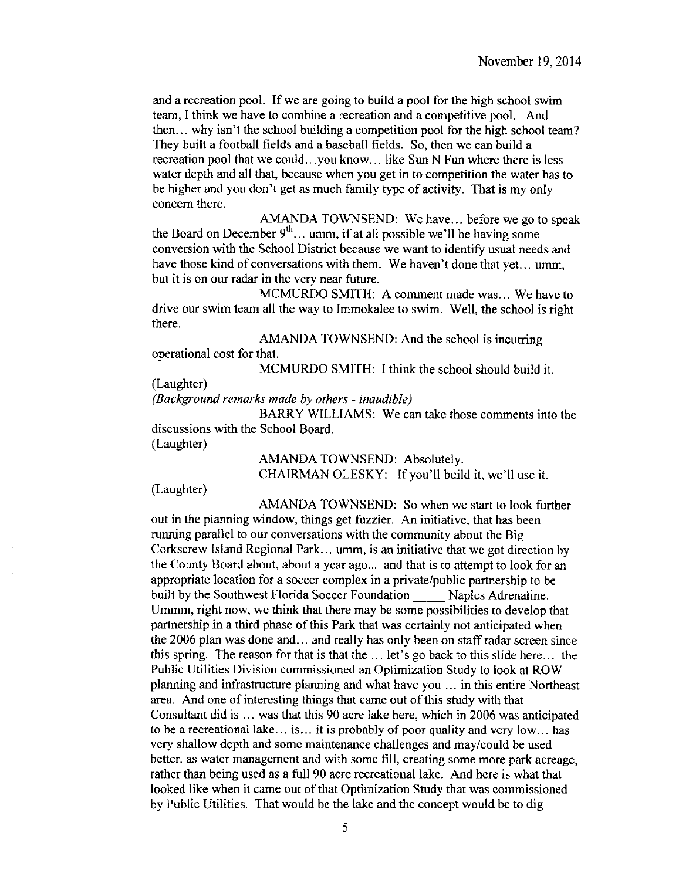and a recreation pool. If we are going to build a pool for the high school swim team, I think we have to combine a recreation and a competitive pool. And then… why isn't the school building a competition pool for the high school team? They built a football fields and a baseball fields. So, then we can build a recreation pool that we could…you know… like Sun N Fun where there is less water depth and all that, because when you get in to competition the water has to be higher and you don't get as much family type of activity. That is my only concern there.

AMANDA TOWNSEND: We have… before we go to speak the Board on December 9th… umm, if at all possible we'll be having some conversion with the School District because we want to identify usual needs and have those kind of conversations with them. We haven't done that yet… umm, but it is on our radar in the very near future.

MCMURDO SMITH: A comment made was… We have to drive our swim team all the way to Immokalee to swim. Well, the school is right there.

AMANDA TOWNSEND: And the school is incurring operational cost for that.

MCMURDO SMITH: I think the school should build it.

(Laughter)

*(Background remarks made by others - inaudible)*

BARRY WILLIAMS: We can take those comments into the discussions with the School Board.

(Laughter)

AMANDA TOWNSEND: Absolutely.

CHAIRMAN OLESKY: If you'll build it, we'll use it.

(Laughter)

AMANDA TOWNSEND: So when we start to look further out in the planning window, things get fuzzier. An initiative, that has been running parallel to our conversations with the community about the Big Corkscrew Island Regional Park… umm, is an initiative that we got direction by the County Board about, about a year ago... and that is to attempt to look for an appropriate location for a soccer complex in a private/public partnership to be built by the Southwest Florida Soccer Foundation _____ Naples Adrenaline. Ummm, right now, we think that there may be some possibilities to develop that partnership in a third phase of this Park that was certainly not anticipated when the 2006 plan was done and… and really has only been on staff radar screen since this spring. The reason for that is that the … let's go back to this slide here… the Public Utilities Division commissioned an Optimization Study to look at ROW planning and infrastructure planning and what have you … in this entire Northeast area. And one of interesting things that came out of this study with that Consultant did is … was that this 90 acre lake here, which in 2006 was anticipated to be a recreational lake… is… it is probably of poor quality and very low… has very shallow depth and some maintenance challenges and may/could be used better, as water management and with some fill, creating some more park acreage, rather than being used as a full 90 acre recreational lake. And here is what that looked like when it came out of that Optimization Study that was commissioned by Public Utilities. That would be the lake and the concept would be to dig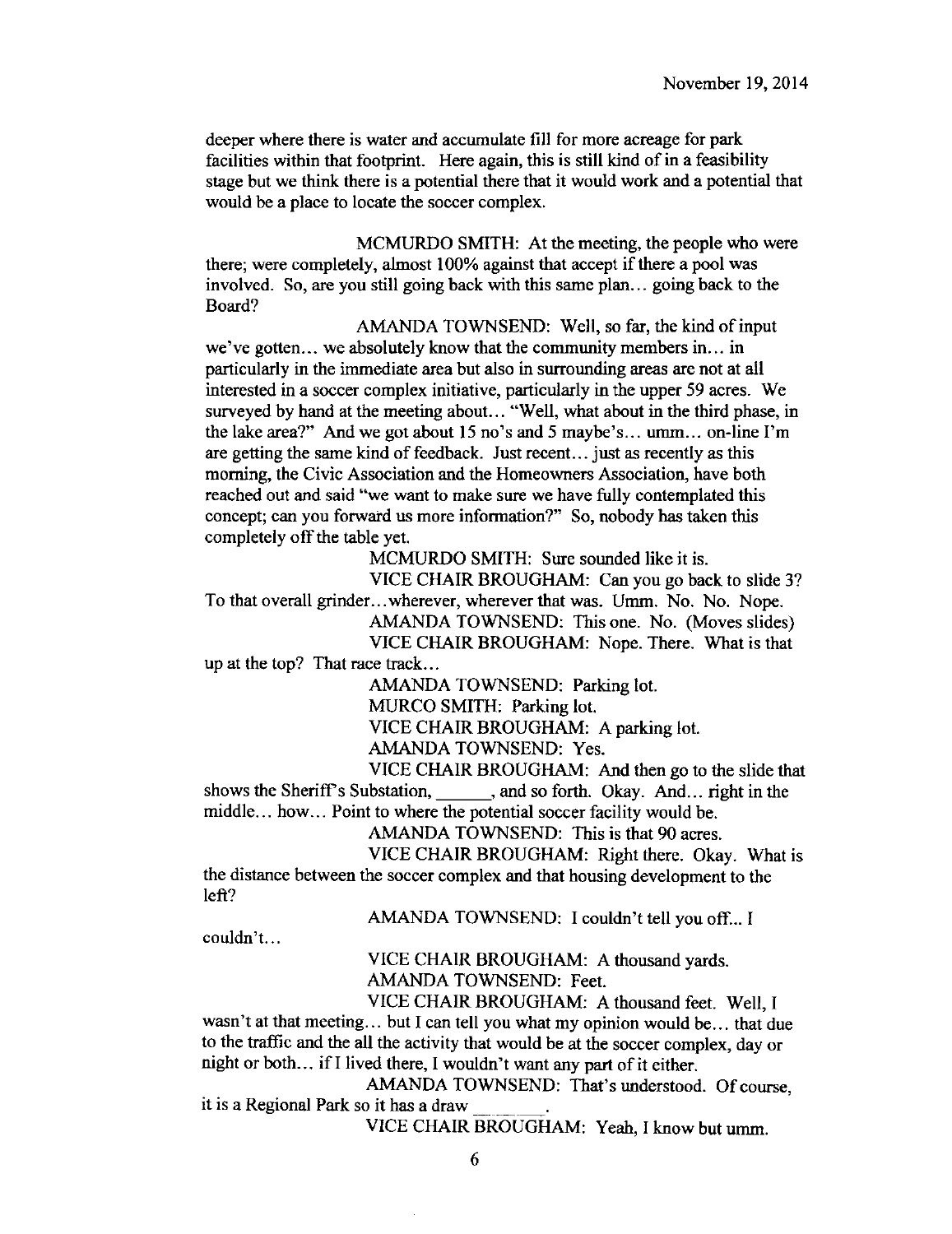deeper where there is water and accumulate fill for more acreage for park facilities within that footprint. Here again, this is still kind of in a feasibility stage but we think there is a potential there that it would work and a potential that would be a place to locate the soccer complex.

MCMURDO SMITH: At the meeting, the people who were there; were completely, almost 100% against that accept if there a pool was involved. So, are you still going back with this same plan… going back to the Board?

AMANDA TOWNSEND: Well, so far, the kind of input we've gotten… we absolutely know that the community members in… in particularly in the immediate area but also in surrounding areas are not at all interested in a soccer complex initiative, particularly in the upper 59 acres. We surveyed by hand at the meeting about… "Well, what about in the third phase, in the lake area?" And we got about 15 no's and 5 maybe's… umm… on-line I'm are getting the same kind of feedback. Just recent… just as recently as this morning, the Civic Association and the Homeowners Association, have both reached out and said "we want to make sure we have fully contemplated this concept; can you forward us more information?" So, nobody has taken this completely off the table yet.

MCMURDO SMITH: Sure sounded like it is.

VICE CHAIR BROUGHAM: Can you go back to slide 3? To that overall grinder…wherever, wherever that was. Umm. No. No. Nope.

AMANDA TOWNSEND: This one. No. (Moves slides)

VICE CHAIR BROUGHAM: Nope. There. What is that up at the top? That race track…

AMANDA TOWNSEND: Parking lot.

MURCO SMITH: Parking lot.

VICE CHAIR BROUGHAM: A parking lot.

AMANDA TOWNSEND: Yes.

VICE CHAIR BROUGHAM: And then go to the slide that shows the Sheriff's Substation, ______, and so forth. Okay. And… right in the middle… how… Point to where the potential soccer facility would be.

AMANDA TOWNSEND: This is that 90 acres.

VICE CHAIR BROUGHAM: Right there. Okay. What is the distance between the soccer complex and that housing development to the left?

AMANDA TOWNSEND: I couldn't tell you off... I couldn't…

VICE CHAIR BROUGHAM: A thousand yards.

AMANDA TOWNSEND: Feet.

VICE CHAIR BROUGHAM: A thousand feet. Well, I wasn't at that meeting… but I can tell you what my opinion would be… that due to the traffic and the all the activity that would be at the soccer complex, day or night or both… if I lived there, I wouldn't want any part of it either.

AMANDA TOWNSEND: That's understood. Of course, it is a Regional Park so it has a draw ______.

VICE CHAIR BROUGHAM: Yeah, I know but umm.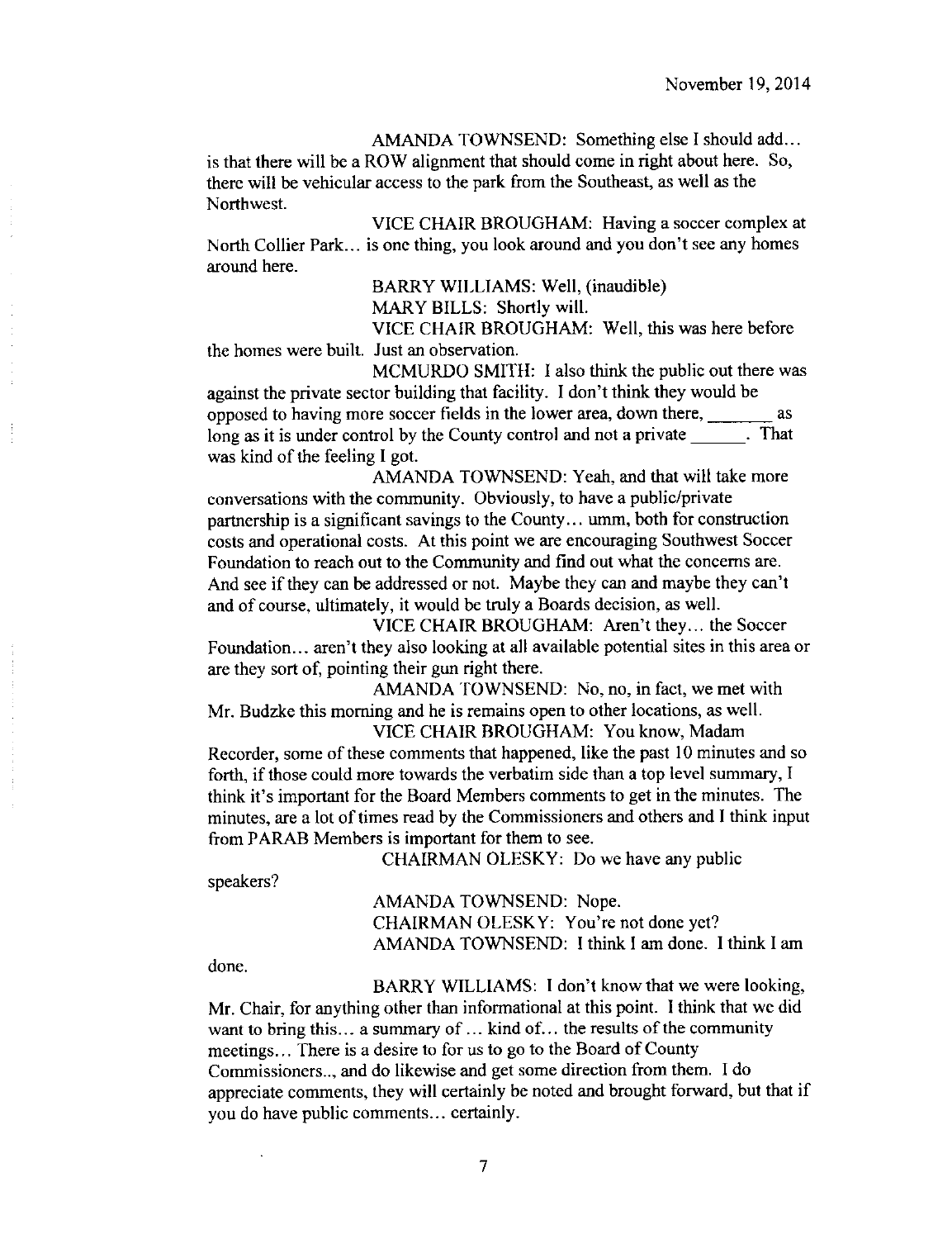AMANDA TOWNSEND: Something else I should add… is that there will be a ROW alignment that should come in right about here. So, there will be vehicular access to the park from the Southeast, as well as the Northwest.

VICE CHAIR BROUGHAM: Having a soccer complex at North Collier Park… is one thing, you look around and you don't see any homes around here.

BARRY WILLIAMS: Well, (inaudible)

MARY BILLS: Shortly will.

VICE CHAIR BROUGHAM: Well, this was here before the homes were built. Just an observation.

MCMURDO SMITH: I also think the public out there was against the private sector building that facility. I don't think they would be opposed to having more soccer fields in the lower area, down there, _______ as long as it is under control by the County control and not a private ______. That was kind of the feeling I got.

AMANDA TOWNSEND: Yeah, and that will take more conversations with the community. Obviously, to have a public/private partnership is a significant savings to the County… umm, both for construction costs and operational costs. At this point we are encouraging Southwest Soccer Foundation to reach out to the Community and find out what the concerns are. And see if they can be addressed or not. Maybe they can and maybe they can't and of course, ultimately, it would be truly a Boards decision, as well.

VICE CHAIR BROUGHAM: Aren't they… the Soccer Foundation… aren't they also looking at all available potential sites in this area or are they sort of, pointing their gun right there.

AMANDA TOWNSEND: No, no, in fact, we met with Mr. Budzke this morning and he is remains open to other locations, as well.

VICE CHAIR BROUGHAM: You know, Madam Recorder, some of these comments that happened, like the past 10 minutes and so forth, if those could more towards the verbatim side than a top level summary, I think it's important for the Board Members comments to get in the minutes. The minutes, are a lot of times read by the Commissioners and others and I think input from PARAB Members is important for them to see.

CHAIRMAN OLESKY: Do we have any public speakers?

AMANDA TOWNSEND: Nope.

CHAIRMAN OLESKY: You're not done yet?

AMANDA TOWNSEND: I think I am done. I think I am done.

BARRY WILLIAMS: I don't know that we were looking, Mr. Chair, for anything other than informational at this point. I think that we did want to bring this… a summary of … kind of… the results of the community meetings… There is a desire to for us to go to the Board of County Commissioners.., and do likewise and get some direction from them. I do appreciate comments, they will certainly be noted and brought forward, but that if you do have public comments… certainly.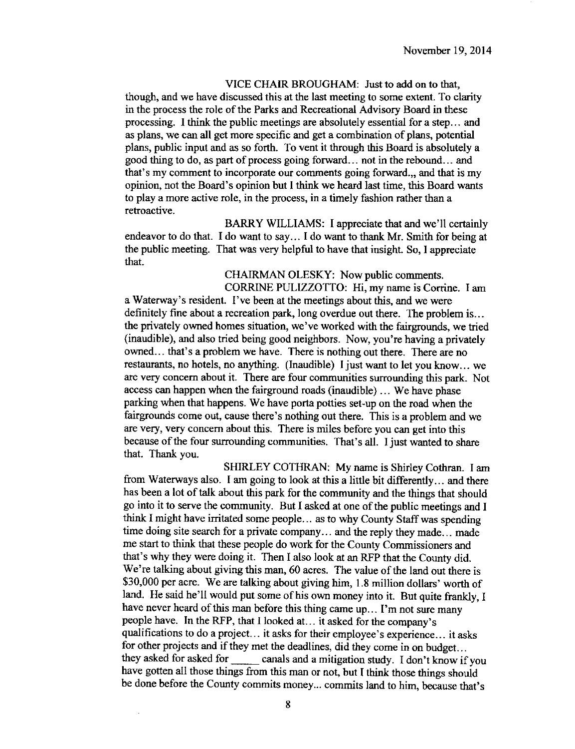VICE CHAIR BROUGHAM: Just to add on to that, though, and we have discussed this at the last meeting to some extent. To clarity in the process the role of the Parks and Recreational Advisory Board in these processing. I think the public meetings are absolutely essential for a step… and as plans, we can all get more specific and get a combination of plans, potential plans, public input and as so forth. To vent it through this Board is absolutely a good thing to do, as part of process going forward… not in the rebound… and that's my comment to incorporate our comments going forward.,, and that is my opinion, not the Board's opinion but I think we heard last time, this Board wants to play a more active role, in the process, in a timely fashion rather than a retroactive.

BARRY WILLIAMS: I appreciate that and we'll certainly endeavor to do that. I do want to say… I do want to thank Mr. Smith for being at the public meeting. That was very helpful to have that insight. So, I appreciate that.

CHAIRMAN OLESKY: Now public comments.

CORRINE PULIZZOTTO: Hi, my name is Corrine. I am a Waterway's resident. I've been at the meetings about this, and we were definitely fine about a recreation park, long overdue out there. The problem is… the privately owned homes situation, we've worked with the fairgrounds, we tried (inaudible), and also tried being good neighbors. Now, you're having a privately owned… that's a problem we have. There is nothing out there. There are no restaurants, no hotels, no anything. (Inaudible) I just want to let you know… we are very concern about it. There are four communities surrounding this park. Not access can happen when the fairground roads (inaudible) … We have phase parking when that happens. We have porta potties set-up on the road when the fairgrounds come out, cause there's nothing out there. This is a problem and we are very, very concern about this. There is miles before you can get into this because of the four surrounding communities. That's all. I just wanted to share that. Thank you.

SHIRLEY COTHRAN: My name is Shirley Cothran. I am from Waterways also. I am going to look at this a little bit differently… and there has been a lot of talk about this park for the community and the things that should go into it to serve the community. But I asked at one of the public meetings and I think I might have irritated some people… as to why County Staff was spending time doing site search for a private company… and the reply they made… made me start to think that these people do work for the County Commissioners and that's why they were doing it. Then I also look at an RFP that the County did. We're talking about giving this man, 60 acres. The value of the land out there is $30,000 per acre. We are talking about giving him, 1.8 million dollars' worth of land. He said he'll would put some of his own money into it. But quite frankly, I have never heard of this man before this thing came up… I'm not sure many people have. In the RFP, that I looked at… it asked for the company's qualifications to do a project… it asks for their employee's experience… it asks for other projects and if they met the deadlines, did they come in on budget… they asked for asked for _____ canals and a mitigation study. I don't know if you have gotten all those things from this man or not, but I think those things should be done before the County commits money... commits land to him, because that's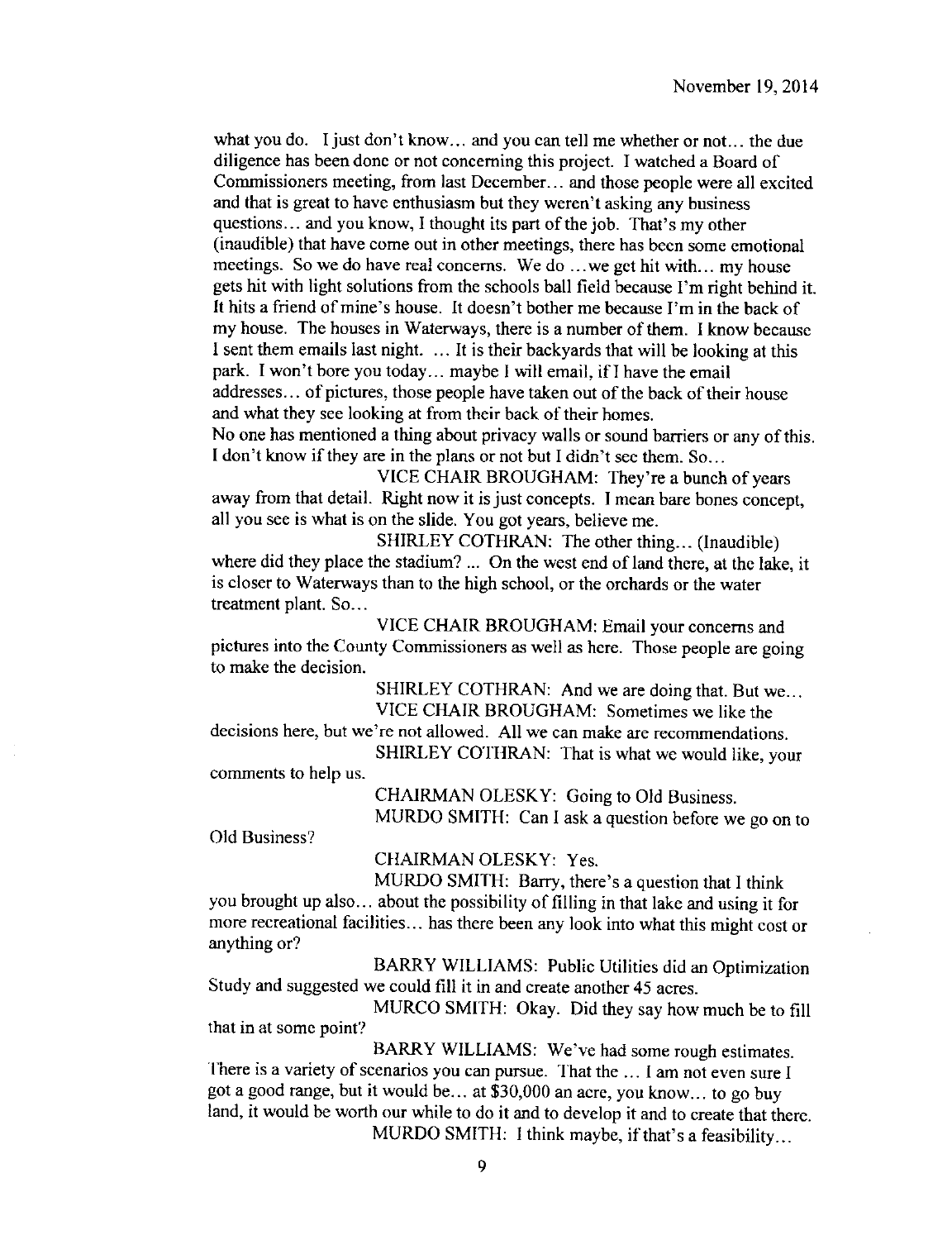what you do. I just don't know... and you can tell me whether or not... the due diligence has been done or not concerning this project. I watched a Board of Commissioners meeting, from last December... and those people were all excited and that is great to have enthusiasm but they weren't asking any business questions... and you know, I thought its part of the job. That's my other (inaudible) that have come out in other meetings, there has been some emotional meetings. So we do have real concerns. We do ...we get hit with... my house gets hit with light solutions from the schools ball field because I'm right behind it. It hits a friend of mine's house. It doesn't bother me because I'm in the back of my house. The houses in Waterways, there is a number of them. I know because I sent them emails last night. ... It is their backyards that will be looking at this park. I won't bore you today... maybe I will email, if I have the email addresses... of pictures, those people have taken out of the back of their house and what they see looking at from their back of their homes.
No one has mentioned a thing about privacy walls or sound barriers or any of this. I don't know if they are in the plans or not but I didn't see them. So...

VICE CHAIR BROUGHAM: They're a bunch of years away from that detail. Right now it is just concepts. I mean bare bones concept, all you see is what is on the slide. You got years, believe me.

SHIRLEY COTHRAN: The other thing... (Inaudible) where did they place the stadium? ... On the west end of land there, at the lake, it is closer to Waterways than to the high school, or the orchards or the water treatment plant. So...

VICE CHAIR BROUGHAM: Email your concerns and pictures into the County Commissioners as well as here. Those people are going to make the decision.

SHIRLEY COTHRAN: And we are doing that. But we...

VICE CHAIR BROUGHAM: Sometimes we like the decisions here, but we're not allowed. All we can make are recommendations.

SHIRLEY COTHRAN: That is what we would like, your comments to help us.

CHAIRMAN OLESKY: Going to Old Business.

MURDO SMITH: Can I ask a question before we go on to Old Business?

CHAIRMAN OLESKY: Yes.

MURDO SMITH: Barry, there's a question that I think you brought up also... about the possibility of filling in that lake and using it for more recreational facilities... has there been any look into what this might cost or anything or?

BARRY WILLIAMS: Public Utilities did an Optimization Study and suggested we could fill it in and create another 45 acres.

MURCO SMITH: Okay. Did they say how much be to fill that in at some point?

BARRY WILLIAMS: We've had some rough estimates. There is a variety of scenarios you can pursue. That the ... I am not even sure I got a good range, but it would be... at $30,000 an acre, you know... to go buy land, it would be worth our while to do it and to develop it and to create that there.

MURDO SMITH: I think maybe, if that's a feasibility...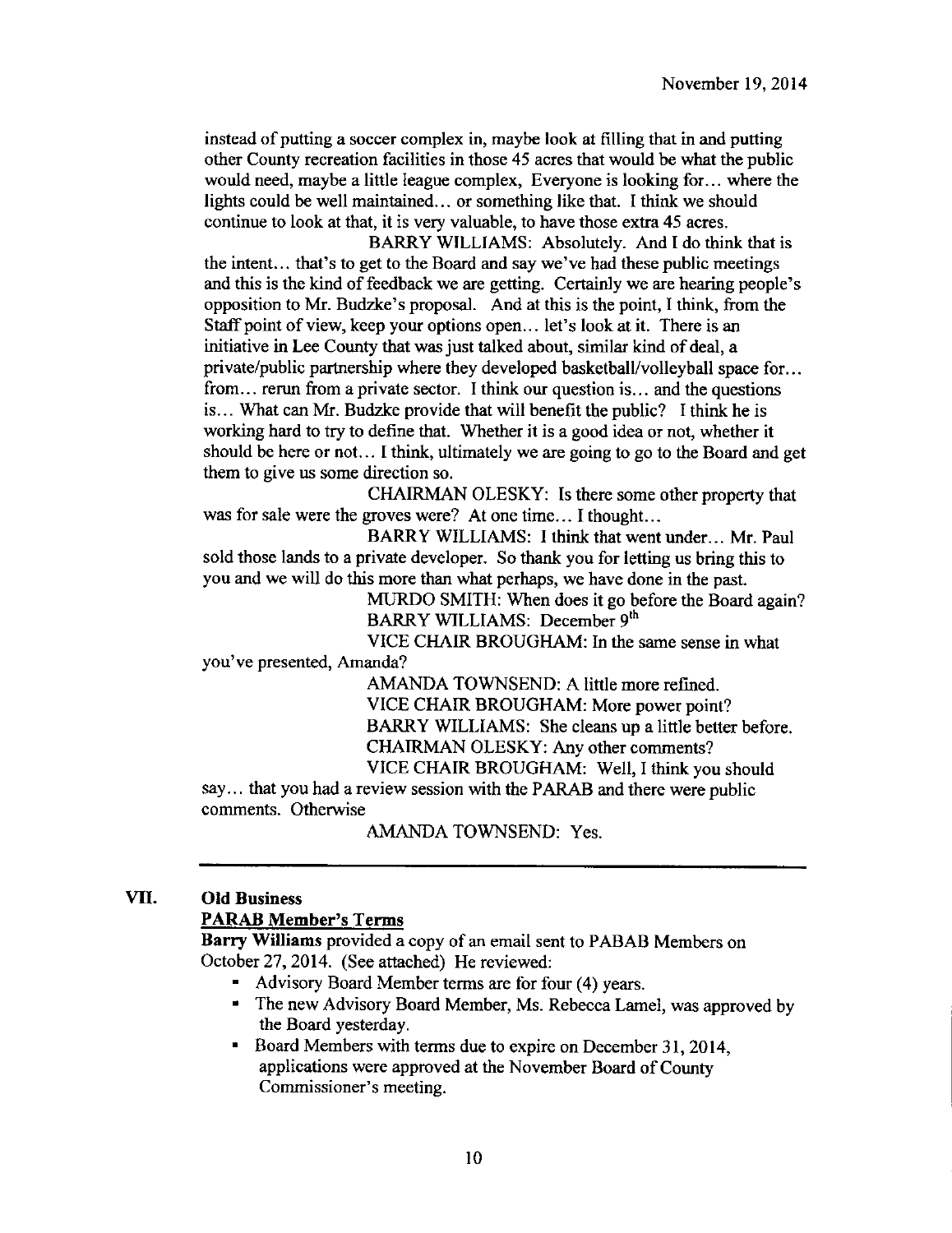instead of putting a soccer complex in, maybe look at filling that in and putting other County recreation facilities in those 45 acres that would be what the public would need, maybe a little league complex, Everyone is looking for… where the lights could be well maintained… or something like that. I think we should continue to look at that, it is very valuable, to have those extra 45 acres.

BARRY WILLIAMS: Absolutely. And I do think that is the intent… that's to get to the Board and say we've had these public meetings and this is the kind of feedback we are getting. Certainly we are hearing people's opposition to Mr. Budzke's proposal. And at this is the point, I think, from the Staff point of view, keep your options open… let's look at it. There is an initiative in Lee County that was just talked about, similar kind of deal, a private/public partnership where they developed basketball/volleyball space for… from… rerun from a private sector. I think our question is… and the questions is… What can Mr. Budzke provide that will benefit the public? I think he is working hard to try to define that. Whether it is a good idea or not, whether it should be here or not… I think, ultimately we are going to go to the Board and get them to give us some direction so.

CHAIRMAN OLESKY: Is there some other property that was for sale were the groves were? At one time… I thought…

BARRY WILLIAMS: I think that went under… Mr. Paul sold those lands to a private developer. So thank you for letting us bring this to you and we will do this more than what perhaps, we have done in the past.

MURDO SMITH: When does it go before the Board again?

BARRY WILLIAMS: December 9th

VICE CHAIR BROUGHAM: In the same sense in what you've presented, Amanda?

AMANDA TOWNSEND: A little more refined.

VICE CHAIR BROUGHAM: More power point?

BARRY WILLIAMS: She cleans up a little better before.

CHAIRMAN OLESKY: Any other comments?

VICE CHAIR BROUGHAM: Well, I think you should say… that you had a review session with the PARAB and there were public comments. Otherwise

AMANDA TOWNSEND: Yes.

---

## VII. Old Business

**PARAB Member's Terms**

**Barry Williams** provided a copy of an email sent to PABAB Members on October 27, 2014. (See attached) He reviewed:

- Advisory Board Member terms are for four (4) years.
- The new Advisory Board Member, Ms. Rebecca Lamel, was approved by the Board yesterday.
- Board Members with terms due to expire on December 31, 2014, applications were approved at the November Board of County Commissioner's meeting.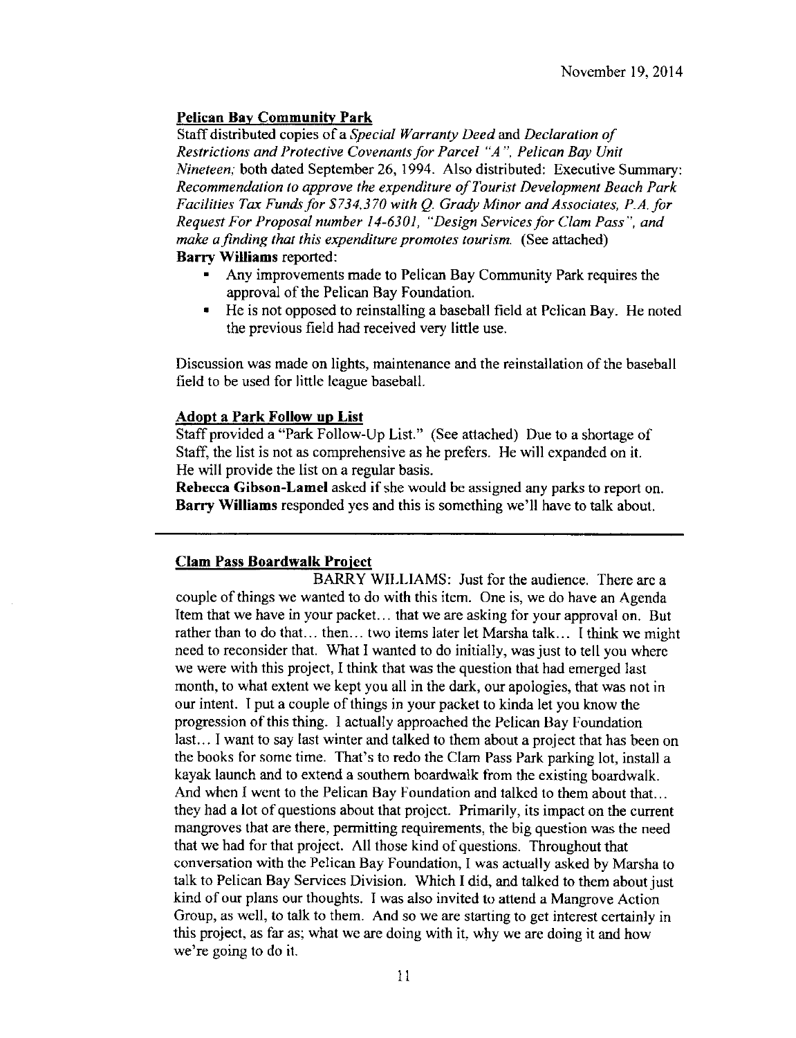November 19, 2014

**Pelican Bay Community Park**

Staff distributed copies of a *Special Warranty Deed* and *Declaration of Restrictions and Protective Covenants for Parcel "A", Pelican Bay Unit Nineteen;* both dated September 26, 1994. Also distributed: Executive Summary: *Recommendation to approve the expenditure of Tourist Development Beach Park Facilities Tax Funds for $734,370 with Q. Grady Minor and Associates, P.A. for Request For Proposal number 14-6301, "Design Services for Clam Pass", and make a finding that this expenditure promotes tourism.* (See attached)

**Barry Williams** reported:

- Any improvements made to Pelican Bay Community Park requires the approval of the Pelican Bay Foundation.
- He is not opposed to reinstalling a baseball field at Pelican Bay. He noted the previous field had received very little use.

Discussion was made on lights, maintenance and the reinstallation of the baseball field to be used for little league baseball.

**Adopt a Park Follow up List**

Staff provided a "Park Follow-Up List." (See attached) Due to a shortage of Staff, the list is not as comprehensive as he prefers. He will expanded on it. He will provide the list on a regular basis.

**Rebecca Gibson-Lamel** asked if she would be assigned any parks to report on.

**Barry Williams** responded yes and this is something we'll have to talk about.

---

**Clam Pass Boardwalk Project**

BARRY WILLIAMS: Just for the audience. There are a couple of things we wanted to do with this item. One is, we do have an Agenda Item that we have in your packet… that we are asking for your approval on. But rather than to do that… then… two items later let Marsha talk… I think we might need to reconsider that. What I wanted to do initially, was just to tell you where we were with this project, I think that was the question that had emerged last month, to what extent we kept you all in the dark, our apologies, that was not in our intent. I put a couple of things in your packet to kinda let you know the progression of this thing. I actually approached the Pelican Bay Foundation last… I want to say last winter and talked to them about a project that has been on the books for some time. That's to redo the Clam Pass Park parking lot, install a kayak launch and to extend a southern boardwalk from the existing boardwalk. And when I went to the Pelican Bay Foundation and talked to them about that… they had a lot of questions about that project. Primarily, its impact on the current mangroves that are there, permitting requirements, the big question was the need that we had for that project. All those kind of questions. Throughout that conversation with the Pelican Bay Foundation, I was actually asked by Marsha to talk to Pelican Bay Services Division. Which I did, and talked to them about just kind of our plans our thoughts. I was also invited to attend a Mangrove Action Group, as well, to talk to them. And so we are starting to get interest certainly in this project, as far as; what we are doing with it, why we are doing it and how we're going to do it.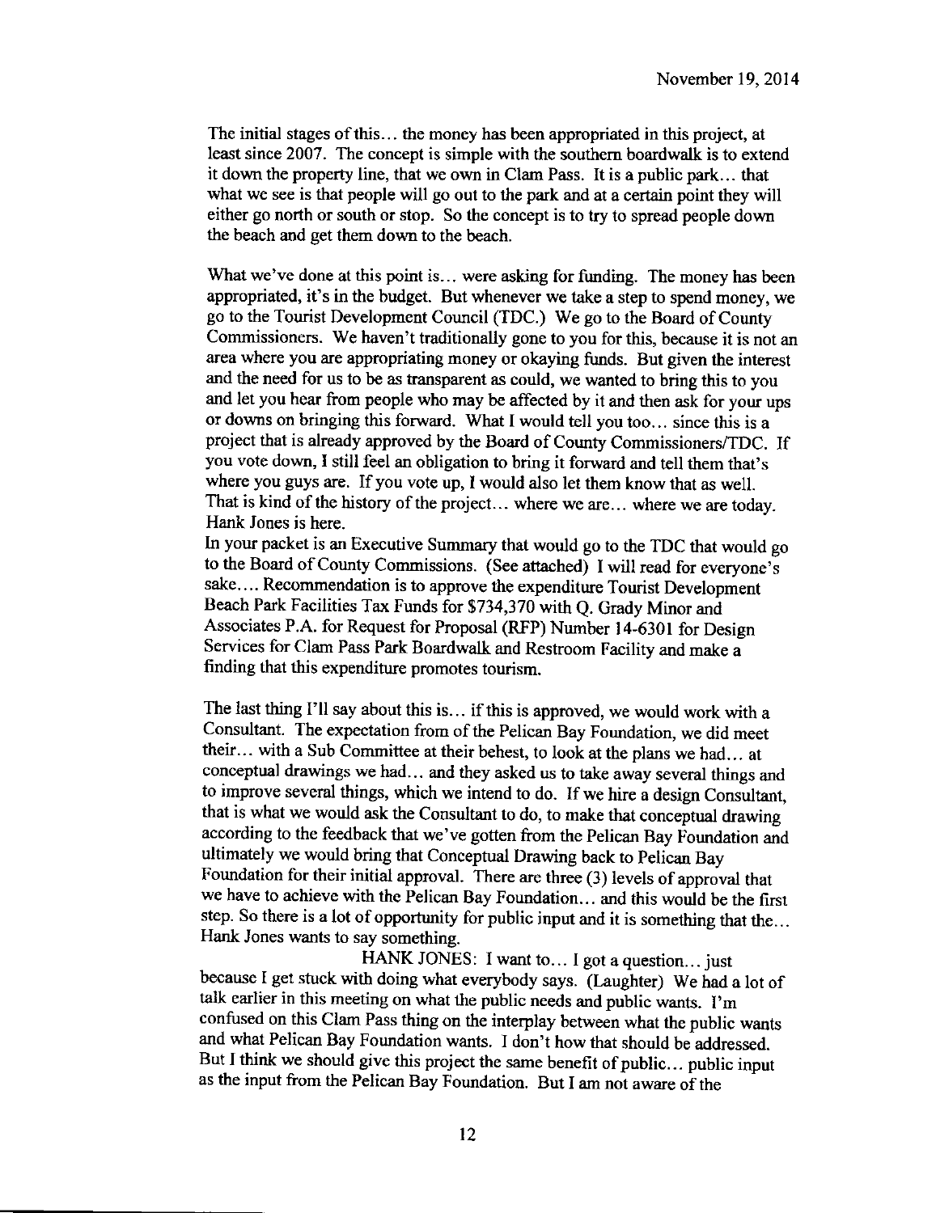The initial stages of this… the money has been appropriated in this project, at least since 2007. The concept is simple with the southern boardwalk is to extend it down the property line, that we own in Clam Pass. It is a public park… that what we see is that people will go out to the park and at a certain point they will either go north or south or stop. So the concept is to try to spread people down the beach and get them down to the beach.

What we've done at this point is… were asking for funding. The money has been appropriated, it's in the budget. But whenever we take a step to spend money, we go to the Tourist Development Council (TDC.) We go to the Board of County Commissioners. We haven't traditionally gone to you for this, because it is not an area where you are appropriating money or okaying funds. But given the interest and the need for us to be as transparent as could, we wanted to bring this to you and let you hear from people who may be affected by it and then ask for your ups or downs on bringing this forward. What I would tell you too… since this is a project that is already approved by the Board of County Commissioners/TDC. If you vote down, I still feel an obligation to bring it forward and tell them that's where you guys are. If you vote up, I would also let them know that as well. That is kind of the history of the project… where we are… where we are today. Hank Jones is here.
In your packet is an Executive Summary that would go to the TDC that would go to the Board of County Commissions. (See attached) I will read for everyone's sake…. Recommendation is to approve the expenditure Tourist Development Beach Park Facilities Tax Funds for $734,370 with Q. Grady Minor and Associates P.A. for Request for Proposal (RFP) Number 14-6301 for Design Services for Clam Pass Park Boardwalk and Restroom Facility and make a finding that this expenditure promotes tourism.

The last thing I'll say about this is… if this is approved, we would work with a Consultant. The expectation from of the Pelican Bay Foundation, we did meet their… with a Sub Committee at their behest, to look at the plans we had… at conceptual drawings we had… and they asked us to take away several things and to improve several things, which we intend to do. If we hire a design Consultant, that is what we would ask the Consultant to do, to make that conceptual drawing according to the feedback that we've gotten from the Pelican Bay Foundation and ultimately we would bring that Conceptual Drawing back to Pelican Bay Foundation for their initial approval. There are three (3) levels of approval that we have to achieve with the Pelican Bay Foundation… and this would be the first step. So there is a lot of opportunity for public input and it is something that the… Hank Jones wants to say something.

HANK JONES: I want to… I got a question… just because I get stuck with doing what everybody says. (Laughter) We had a lot of talk earlier in this meeting on what the public needs and public wants. I'm confused on this Clam Pass thing on the interplay between what the public wants and what Pelican Bay Foundation wants. I don't how that should be addressed. But I think we should give this project the same benefit of public… public input as the input from the Pelican Bay Foundation. But I am not aware of the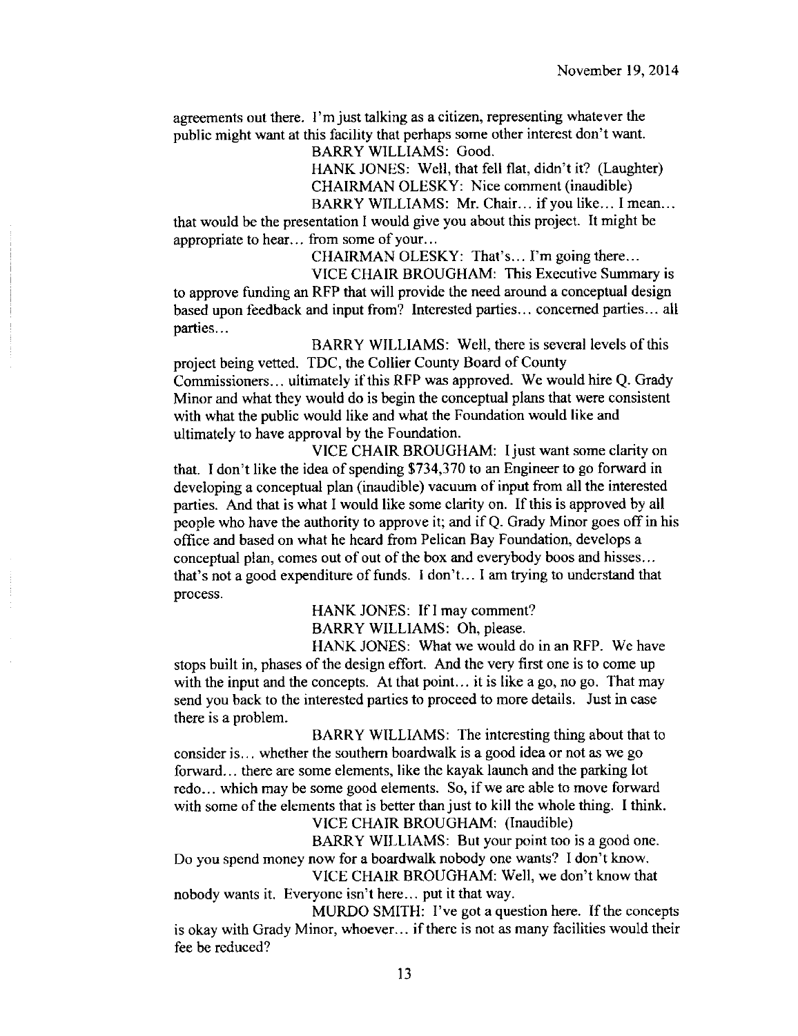agreements out there. I'm just talking as a citizen, representing whatever the public might want at this facility that perhaps some other interest don't want.

BARRY WILLIAMS: Good.

HANK JONES: Well, that fell flat, didn't it? (Laughter)

CHAIRMAN OLESKY: Nice comment (inaudible)

BARRY WILLIAMS: Mr. Chair… if you like… I mean… that would be the presentation I would give you about this project. It might be appropriate to hear… from some of your…

CHAIRMAN OLESKY: That's… I'm going there…

VICE CHAIR BROUGHAM: This Executive Summary is to approve funding an RFP that will provide the need around a conceptual design based upon feedback and input from? Interested parties… concerned parties… all parties…

BARRY WILLIAMS: Well, there is several levels of this project being vetted. TDC, the Collier County Board of County Commissioners… ultimately if this RFP was approved. We would hire Q. Grady Minor and what they would do is begin the conceptual plans that were consistent with what the public would like and what the Foundation would like and ultimately to have approval by the Foundation.

VICE CHAIR BROUGHAM: I just want some clarity on that. I don't like the idea of spending $734,370 to an Engineer to go forward in developing a conceptual plan (inaudible) vacuum of input from all the interested parties. And that is what I would like some clarity on. If this is approved by all people who have the authority to approve it; and if Q. Grady Minor goes off in his office and based on what he heard from Pelican Bay Foundation, develops a conceptual plan, comes out of out of the box and everybody boos and hisses… that's not a good expenditure of funds. I don't… I am trying to understand that process.

HANK JONES: If I may comment?

BARRY WILLIAMS: Oh, please.

HANK JONES: What we would do in an RFP. We have stops built in, phases of the design effort. And the very first one is to come up with the input and the concepts. At that point… it is like a go, no go. That may send you back to the interested parties to proceed to more details. Just in case there is a problem.

BARRY WILLIAMS: The interesting thing about that to consider is… whether the southern boardwalk is a good idea or not as we go forward… there are some elements, like the kayak launch and the parking lot redo… which may be some good elements. So, if we are able to move forward with some of the elements that is better than just to kill the whole thing. I think.

VICE CHAIR BROUGHAM: (Inaudible)

BARRY WILLIAMS: But your point too is a good one. Do you spend money now for a boardwalk nobody one wants? I don't know.

VICE CHAIR BROUGHAM: Well, we don't know that nobody wants it. Everyone isn't here… put it that way.

MURDO SMITH: I've got a question here. If the concepts is okay with Grady Minor, whoever… if there is not as many facilities would their fee be reduced?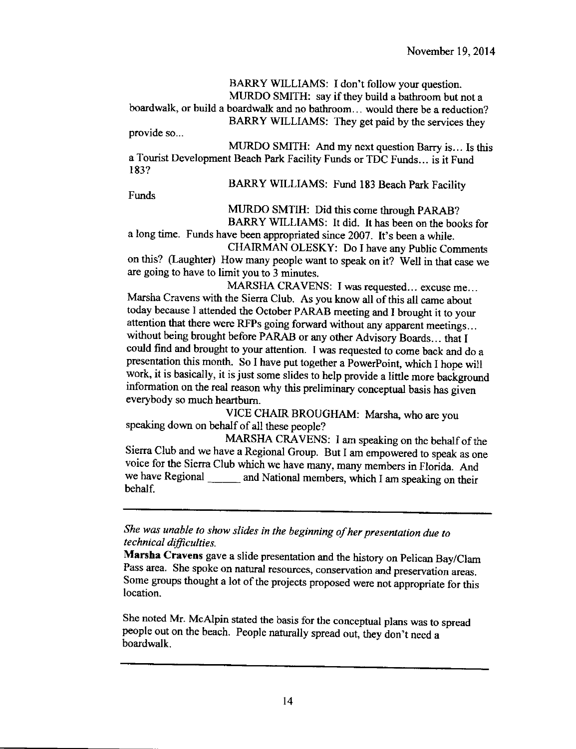BARRY WILLIAMS: I don't follow your question.

MURDO SMITH: say if they build a bathroom but not a boardwalk, or build a boardwalk and no bathroom… would there be a reduction?

BARRY WILLIAMS: They get paid by the services they provide so...

MURDO SMITH: And my next question Barry is… Is this a Tourist Development Beach Park Facility Funds or TDC Funds… is it Fund 183?

BARRY WILLIAMS: Fund 183 Beach Park Facility Funds

MURDO SMTIH: Did this come through PARAB?

BARRY WILLIAMS: It did. It has been on the books for a long time. Funds have been appropriated since 2007. It's been a while.

CHAIRMAN OLESKY: Do I have any Public Comments on this? (Laughter) How many people want to speak on it? Well in that case we are going to have to limit you to 3 minutes.

MARSHA CRAVENS: I was requested… excuse me… Marsha Cravens with the Sierra Club. As you know all of this all came about today because I attended the October PARAB meeting and I brought it to your attention that there were RFPs going forward without any apparent meetings… without being brought before PARAB or any other Advisory Boards… that I could find and brought to your attention. I was requested to come back and do a presentation this month. So I have put together a PowerPoint, which I hope will work, it is basically, it is just some slides to help provide a little more background information on the real reason why this preliminary conceptual basis has given everybody so much heartburn.

VICE CHAIR BROUGHAM: Marsha, who are you speaking down on behalf of all these people?

MARSHA CRAVENS: I am speaking on the behalf of the Sierra Club and we have a Regional Group. But I am empowered to speak as one voice for the Sierra Club which we have many, many members in Florida. And we have Regional ______ and National members, which I am speaking on their behalf.

---

*She was unable to show slides in the beginning of her presentation due to technical difficulties.*

**Marsha Cravens** gave a slide presentation and the history on Pelican Bay/Clam Pass area. She spoke on natural resources, conservation and preservation areas. Some groups thought a lot of the projects proposed were not appropriate for this location.

She noted Mr. McAlpin stated the basis for the conceptual plans was to spread people out on the beach. People naturally spread out, they don't need a boardwalk.

---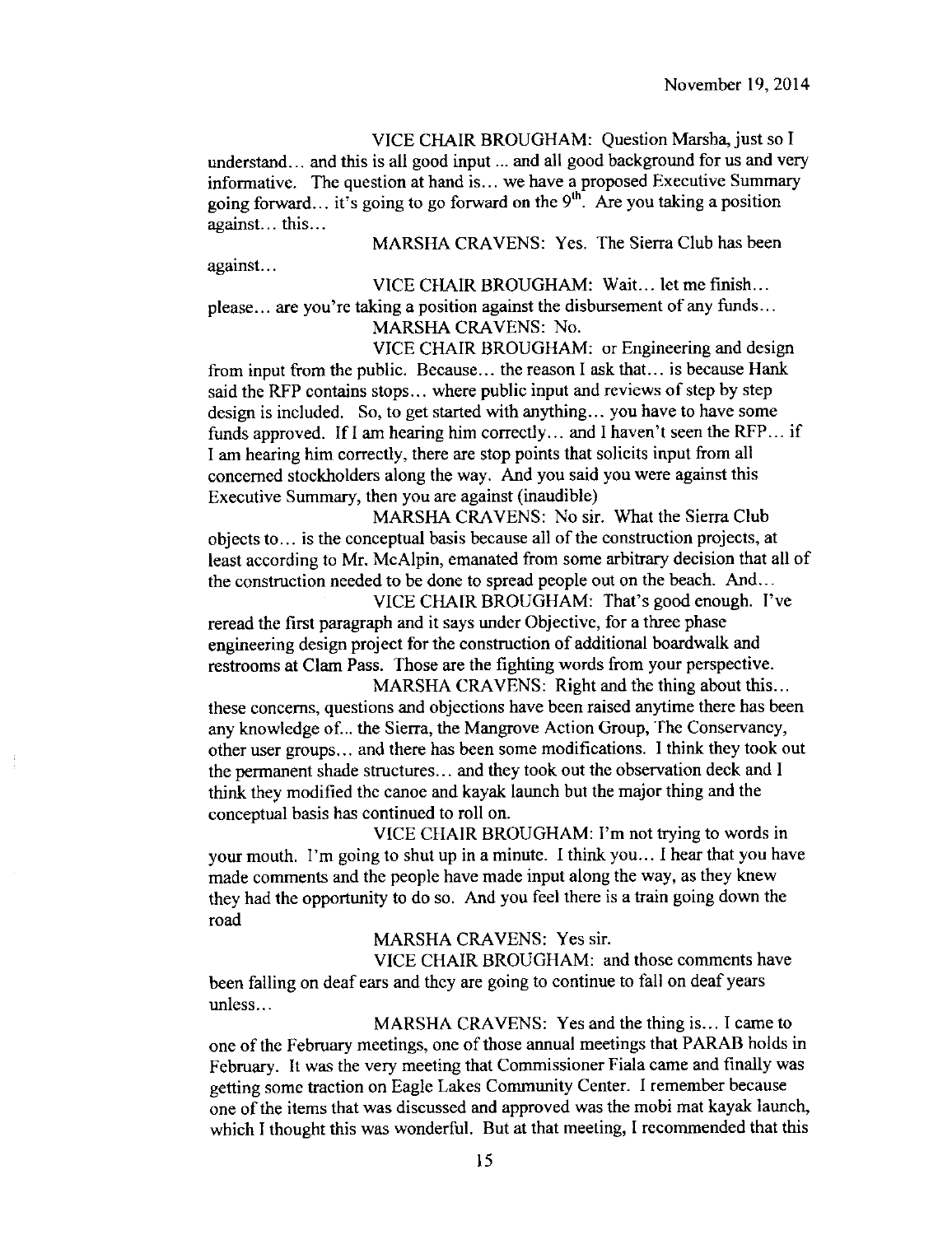VICE CHAIR BROUGHAM: Question Marsha, just so I understand… and this is all good input … and all good background for us and very informative. The question at hand is… we have a proposed Executive Summary going forward… it's going to go forward on the 9th. Are you taking a position against… this…

MARSHA CRAVENS: Yes. The Sierra Club has been against…

VICE CHAIR BROUGHAM: Wait… let me finish… please… are you're taking a position against the disbursement of any funds…

MARSHA CRAVENS: No.

VICE CHAIR BROUGHAM: or Engineering and design from input from the public. Because… the reason I ask that… is because Hank said the RFP contains stops… where public input and reviews of step by step design is included. So, to get started with anything… you have to have some funds approved. If I am hearing him correctly… and I haven't seen the RFP… if I am hearing him correctly, there are stop points that solicits input from all concerned stockholders along the way. And you said you were against this Executive Summary, then you are against (inaudible)

MARSHA CRAVENS: No sir. What the Sierra Club objects to… is the conceptual basis because all of the construction projects, at least according to Mr. McAlpin, emanated from some arbitrary decision that all of the construction needed to be done to spread people out on the beach. And…

VICE CHAIR BROUGHAM: That's good enough. I've reread the first paragraph and it says under Objective, for a three phase engineering design project for the construction of additional boardwalk and restrooms at Clam Pass. Those are the fighting words from your perspective.

MARSHA CRAVENS: Right and the thing about this… these concerns, questions and objections have been raised anytime there has been any knowledge of… the Sierra, the Mangrove Action Group, The Conservancy, other user groups… and there has been some modifications. I think they took out the permanent shade structures… and they took out the observation deck and I think they modified the canoe and kayak launch but the major thing and the conceptual basis has continued to roll on.

VICE CHAIR BROUGHAM: I'm not trying to words in your mouth. I'm going to shut up in a minute. I think you… I hear that you have made comments and the people have made input along the way, as they knew they had the opportunity to do so. And you feel there is a train going down the road

MARSHA CRAVENS: Yes sir.

VICE CHAIR BROUGHAM: and those comments have been falling on deaf ears and they are going to continue to fall on deaf years unless…

MARSHA CRAVENS: Yes and the thing is… I came to one of the February meetings, one of those annual meetings that PARAB holds in February. It was the very meeting that Commissioner Fiala came and finally was getting some traction on Eagle Lakes Community Center. I remember because one of the items that was discussed and approved was the mobi mat kayak launch, which I thought this was wonderful. But at that meeting, I recommended that this